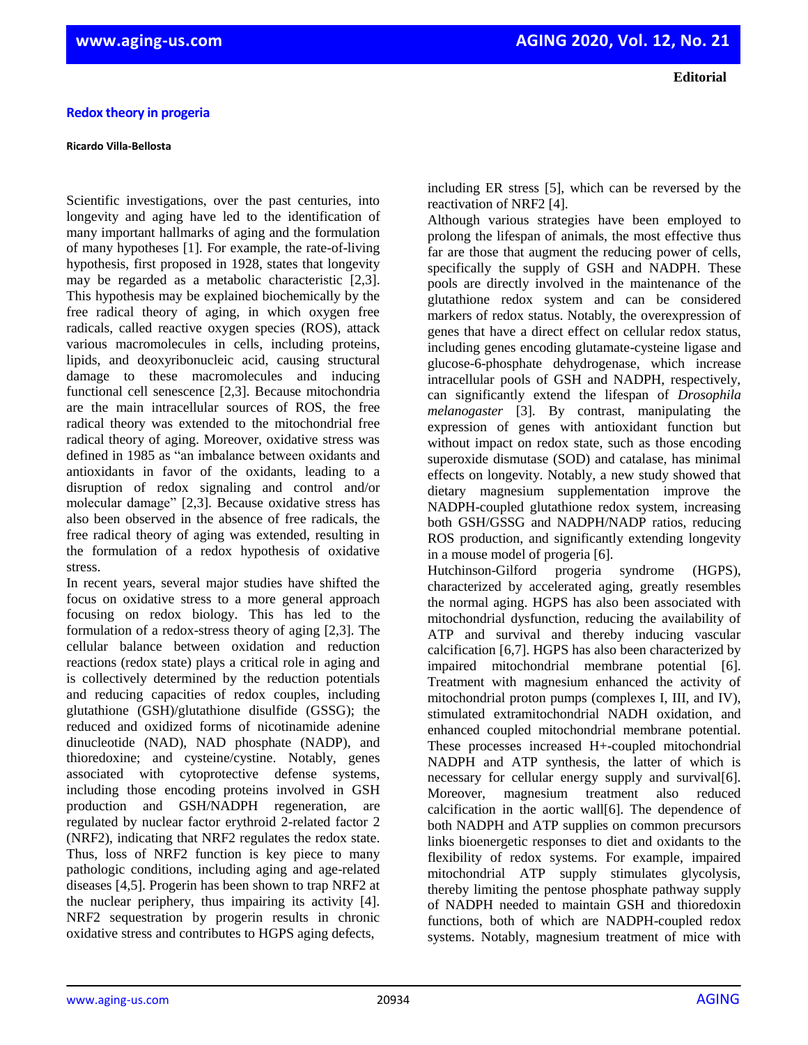**Editorial**

# Redox theory in progeria

**Ricardo Villa-Bellosta**

Scientific investigations, over the past centuries, into longevity and aging have led to the identification of many important hallmarks of aging and the formulation of many hypotheses [1]. For example, the rate-of-living hypothesis, first proposed in 1928, states that longevity may be regarded as a metabolic characteristic [2,3]. This hypothesis may be explained biochemically by the free radical theory of aging, in which oxygen free radicals, called reactive oxygen species (ROS), attack various macromolecules in cells, including proteins, lipids, and deoxyribonucleic acid, causing structural damage to these macromolecules and inducing functional cell senescence [2,3]. Because mitochondria are the main intracellular sources of ROS, the free radical theory was extended to the mitochondrial free radical theory of aging. Moreover, oxidative stress was defined in 1985 as "an imbalance between oxidants and antioxidants in favor of the oxidants, leading to a disruption of redox signaling and control and/or molecular damage" [2,3]. Because oxidative stress has also been observed in the absence of free radicals, the free radical theory of aging was extended, resulting in the formulation of a redox hypothesis of oxidative stress.

In recent years, several major studies have shifted the focus on oxidative stress to a more general approach focusing on redox biology. This has led to the formulation of a redox-stress theory of aging [2,3]. The cellular balance between oxidation and reduction reactions (redox state) plays a critical role in aging and is collectively determined by the reduction potentials and reducing capacities of redox couples, including glutathione (GSH)/glutathione disulfide (GSSG); the reduced and oxidized forms of nicotinamide adenine dinucleotide (NAD), NAD phosphate (NADP), and thioredoxine; and cysteine/cystine. Notably, genes associated with cytoprotective defense systems, including those encoding proteins involved in GSH production and GSH/NADPH regeneration, are regulated by nuclear factor erythroid 2-related factor 2 (NRF2), indicating that NRF2 regulates the redox state. Thus, loss of NRF2 function is key piece to many pathologic conditions, including aging and age-related diseases [4,5]. Progerin has been shown to trap NRF2 at the nuclear periphery, thus impairing its activity [4]. NRF2 sequestration by progerin results in chronic oxidative stress and contributes to HGPS aging defects, including ER stress [5], which can be reversed by the reactivation of NRF2 [4].

Although various strategies have been employed to prolong the lifespan of animals, the most effective thus far are those that augment the reducing power of cells, specifically the supply of GSH and NADPH. These pools are directly involved in the maintenance of the glutathione redox system and can be considered markers of redox status. Notably, the overexpression of genes that have a direct effect on cellular redox status, including genes encoding glutamate-cysteine ligase and glucose-6-phosphate dehydrogenase, which increase intracellular pools of GSH and NADPH, respectively, can significantly extend the lifespan of *Drosophila melanogaster* [3]. By contrast, manipulating the expression of genes with antioxidant function but without impact on redox state, such as those encoding superoxide dismutase (SOD) and catalase, has minimal effects on longevity. Notably, a new study showed that dietary magnesium supplementation improve the NADPH-coupled glutathione redox system, increasing both GSH/GSSG and NADPH/NADP ratios, reducing ROS production, and significantly extending longevity in a mouse model of progeria [6].

Hutchinson-Gilford progeria syndrome (HGPS), characterized by accelerated aging, greatly resembles the normal aging. HGPS has also been associated with mitochondrial dysfunction, reducing the availability of ATP and survival and thereby inducing vascular calcification [6,7]. HGPS has also been characterized by impaired mitochondrial membrane potential [6]. Treatment with magnesium enhanced the activity of mitochondrial proton pumps (complexes I, III, and IV), stimulated extramitochondrial NADH oxidation, and enhanced coupled mitochondrial membrane potential. These processes increased $H^+$-coupled mitochondrial NADPH and ATP synthesis, the latter of which is necessary for cellular energy supply and survival[6]. Moreover, magnesium treatment also reduced calcification in the aortic wall[6]. The dependence of both NADPH and ATP supplies on common precursors links bioenergetic responses to diet and oxidants to the flexibility of redox systems. For example, impaired mitochondrial ATP supply stimulates glycolysis, thereby limiting the pentose phosphate pathway supply of NADPH needed to maintain GSH and thioredoxin functions, both of which are NADPH-coupled redox systems. Notably, magnesium treatment of mice with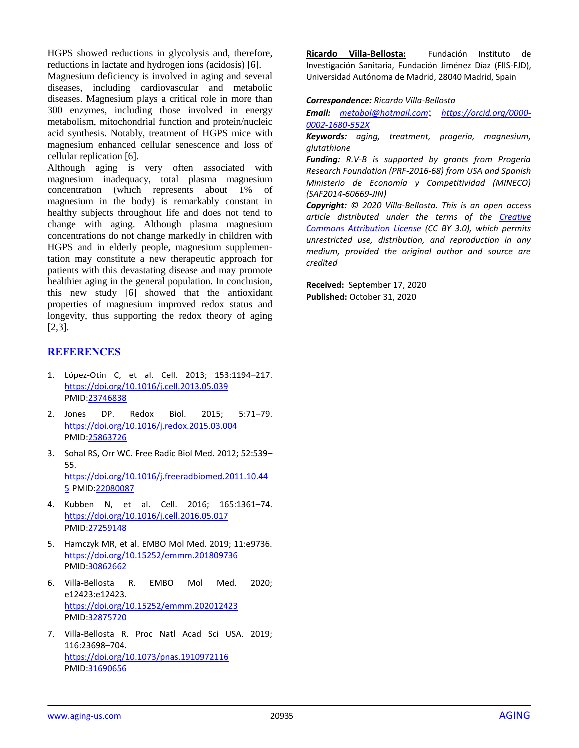HGPS showed reductions in glycolysis and, therefore, reductions in lactate and hydrogen ions (acidosis) [6].

Magnesium deficiency is involved in aging and several diseases, including cardiovascular and metabolic diseases. Magnesium plays a critical role in more than 300 enzymes, including those involved in energy metabolism, mitochondrial function and protein/nucleic acid synthesis. Notably, treatment of HGPS mice with magnesium enhanced cellular senescence and loss of cellular replication [6].

Although aging is very often associated with magnesium inadequacy, total plasma magnesium concentration (which represents about 1% of magnesium in the body) is remarkably constant in healthy subjects throughout life and does not tend to change with aging. Although plasma magnesium concentrations do not change markedly in children with HGPS and in elderly people, magnesium supplementation may constitute a new therapeutic approach for patients with this devastating disease and may promote healthier aging in the general population. In conclusion, this new study [6] showed that the antioxidant properties of magnesium improved redox status and longevity, thus supporting the redox theory of aging [2,3].

## REFERENCES

1. López-Otín C, et al. Cell. 2013; 153:1194–217. https://doi.org/10.1016/j.cell.2013.05.039 PMID:23746838
2. Jones DP. Redox Biol. 2015; 5:71–79. https://doi.org/10.1016/j.redox.2015.03.004 PMID:25863726
3. Sohal RS, Orr WC. Free Radic Biol Med. 2012; 52:539–55. https://doi.org/10.1016/j.freeradbiomed.2011.10.445 PMID:22080087
4. Kubben N, et al. Cell. 2016; 165:1361–74. https://doi.org/10.1016/j.cell.2016.05.017 PMID:27259148
5. Hamczyk MR, et al. EMBO Mol Med. 2019; 11:e9736. https://doi.org/10.15252/emmm.201809736 PMID:30862662
6. Villa-Bellosta R. EMBO Mol Med. 2020; e12423:e12423. https://doi.org/10.15252/emmm.202012423 PMID:32875720
7. Villa-Bellosta R. Proc Natl Acad Sci USA. 2019; 116:23698–704. https://doi.org/10.1073/pnas.1910972116 PMID:31690656

**Ricardo Villa-Bellosta:** Fundación Instituto de Investigación Sanitaria, Fundación Jiménez Díaz (FIIS-FJD), Universidad Autónoma de Madrid, 28040 Madrid, Spain

***Correspondence:*** *Ricardo Villa-Bellosta*

***Email:*** *metabol@hotmail.com*; *https://orcid.org/0000-0002-1680-552X*

***Keywords:*** *aging, treatment, progeria, magnesium, glutathione*

***Funding:*** *R.V-B is supported by grants from Progeria Research Foundation (PRF-2016-68) from USA and Spanish Ministerio de Economía y Competitividad (MINECO) (SAF2014-60669-JIN)*

***Copyright:*** *© 2020 Villa-Bellosta. This is an open access article distributed under the terms of the Creative Commons Attribution License (CC BY 3.0), which permits unrestricted use, distribution, and reproduction in any medium, provided the original author and source are credited*

**Received:** September 17, 2020
**Published:** October 31, 2020